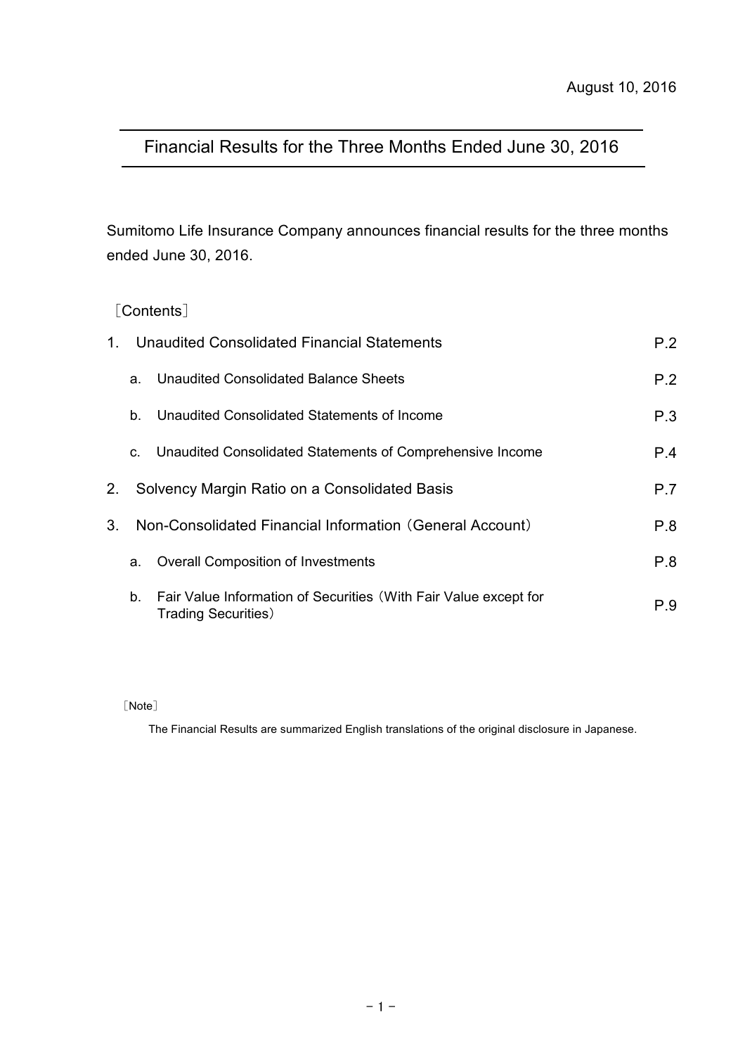August 10, 2016

# Financial Results for the Three Months Ended June 30, 2016

Sumitomo Life Insurance Company announces financial results for the three months ended June 30, 2016.

［Contents］

| | | |
|---|---|---|
| 1. | Unaudited Consolidated Financial Statements | P.2 |
| | a. Unaudited Consolidated Balance Sheets | P.2 |
| | b. Unaudited Consolidated Statements of Income | P.3 |
| | c. Unaudited Consolidated Statements of Comprehensive Income | P.4 |
| 2. | Solvency Margin Ratio on a Consolidated Basis | P.7 |
| 3. | Non-Consolidated Financial Information（General Account） | P.8 |
| | a. Overall Composition of Investments | P.8 |
| | b. Fair Value Information of Securities（With Fair Value except for Trading Securities） | P.9 |

［Note］

The Financial Results are summarized English translations of the original disclosure in Japanese.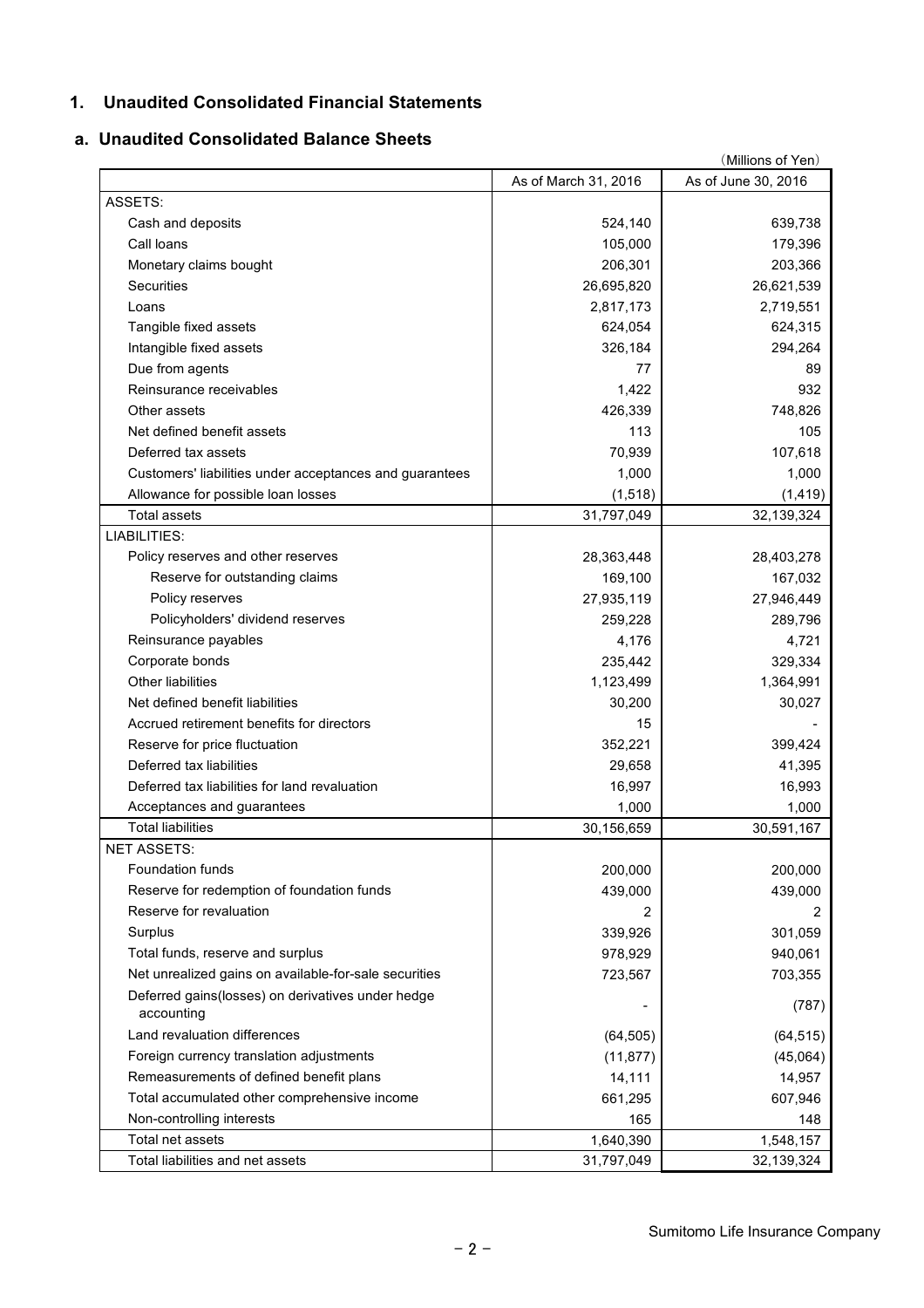## 1. Unaudited Consolidated Financial Statements

### a. Unaudited Consolidated Balance Sheets

(Millions of Yen)

| | As of March 31, 2016 | As of June 30, 2016 |
|---|---|---|
| ASSETS: | | |
| Cash and deposits | 524,140 | 639,738 |
| Call loans | 105,000 | 179,396 |
| Monetary claims bought | 206,301 | 203,366 |
| Securities | 26,695,820 | 26,621,539 |
| Loans | 2,817,173 | 2,719,551 |
| Tangible fixed assets | 624,054 | 624,315 |
| Intangible fixed assets | 326,184 | 294,264 |
| Due from agents | 77 | 89 |
| Reinsurance receivables | 1,422 | 932 |
| Other assets | 426,339 | 748,826 |
| Net defined benefit assets | 113 | 105 |
| Deferred tax assets | 70,939 | 107,618 |
| Customers' liabilities under acceptances and guarantees | 1,000 | 1,000 |
| Allowance for possible loan losses | (1,518) | (1,419) |
| Total assets | 31,797,049 | 32,139,324 |
| LIABILITIES: | | |
| Policy reserves and other reserves | 28,363,448 | 28,403,278 |
| Reserve for outstanding claims | 169,100 | 167,032 |
| Policy reserves | 27,935,119 | 27,946,449 |
| Policyholders' dividend reserves | 259,228 | 289,796 |
| Reinsurance payables | 4,176 | 4,721 |
| Corporate bonds | 235,442 | 329,334 |
| Other liabilities | 1,123,499 | 1,364,991 |
| Net defined benefit liabilities | 30,200 | 30,027 |
| Accrued retirement benefits for directors | 15 | - |
| Reserve for price fluctuation | 352,221 | 399,424 |
| Deferred tax liabilities | 29,658 | 41,395 |
| Deferred tax liabilities for land revaluation | 16,997 | 16,993 |
| Acceptances and guarantees | 1,000 | 1,000 |
| Total liabilities | 30,156,659 | 30,591,167 |
| NET ASSETS: | | |
| Foundation funds | 200,000 | 200,000 |
| Reserve for redemption of foundation funds | 439,000 | 439,000 |
| Reserve for revaluation | 2 | 2 |
| Surplus | 339,926 | 301,059 |
| Total funds, reserve and surplus | 978,929 | 940,061 |
| Net unrealized gains on available-for-sale securities | 723,567 | 703,355 |
| Deferred gains(losses) on derivatives under hedge accounting | - | (787) |
| Land revaluation differences | (64,505) | (64,515) |
| Foreign currency translation adjustments | (11,877) | (45,064) |
| Remeasurements of defined benefit plans | 14,111 | 14,957 |
| Total accumulated other comprehensive income | 661,295 | 607,946 |
| Non-controlling interests | 165 | 148 |
| Total net assets | 1,640,390 | 1,548,157 |
| Total liabilities and net assets | 31,797,049 | 32,139,324 |

Sumitomo Life Insurance Company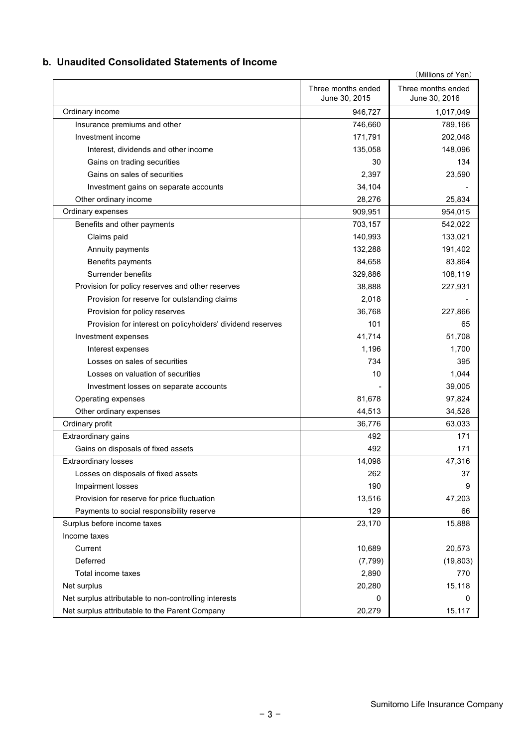## b. Unaudited Consolidated Statements of Income

(Millions of Yen)

| | Three months ended June 30, 2015 | Three months ended June 30, 2016 |
|---|---|---|
| Ordinary income | 946,727 | 1,017,049 |
| Insurance premiums and other | 746,660 | 789,166 |
| Investment income | 171,791 | 202,048 |
| Interest, dividends and other income | 135,058 | 148,096 |
| Gains on trading securities | 30 | 134 |
| Gains on sales of securities | 2,397 | 23,590 |
| Investment gains on separate accounts | 34,104 | - |
| Other ordinary income | 28,276 | 25,834 |
| Ordinary expenses | 909,951 | 954,015 |
| Benefits and other payments | 703,157 | 542,022 |
| Claims paid | 140,993 | 133,021 |
| Annuity payments | 132,288 | 191,402 |
| Benefits payments | 84,658 | 83,864 |
| Surrender benefits | 329,886 | 108,119 |
| Provision for policy reserves and other reserves | 38,888 | 227,931 |
| Provision for reserve for outstanding claims | 2,018 | - |
| Provision for policy reserves | 36,768 | 227,866 |
| Provision for interest on policyholders' dividend reserves | 101 | 65 |
| Investment expenses | 41,714 | 51,708 |
| Interest expenses | 1,196 | 1,700 |
| Losses on sales of securities | 734 | 395 |
| Losses on valuation of securities | 10 | 1,044 |
| Investment losses on separate accounts | - | 39,005 |
| Operating expenses | 81,678 | 97,824 |
| Other ordinary expenses | 44,513 | 34,528 |
| Ordinary profit | 36,776 | 63,033 |
| Extraordinary gains | 492 | 171 |
| Gains on disposals of fixed assets | 492 | 171 |
| Extraordinary losses | 14,098 | 47,316 |
| Losses on disposals of fixed assets | 262 | 37 |
| Impairment losses | 190 | 9 |
| Provision for reserve for price fluctuation | 13,516 | 47,203 |
| Payments to social responsibility reserve | 129 | 66 |
| Surplus before income taxes | 23,170 | 15,888 |
| Income taxes | | |
| Current | 10,689 | 20,573 |
| Deferred | (7,799) | (19,803) |
| Total income taxes | 2,890 | 770 |
| Net surplus | 20,280 | 15,118 |
| Net surplus attributable to non-controlling interests | 0 | 0 |
| Net surplus attributable to the Parent Company | 20,279 | 15,117 |

Sumitomo Life Insurance Company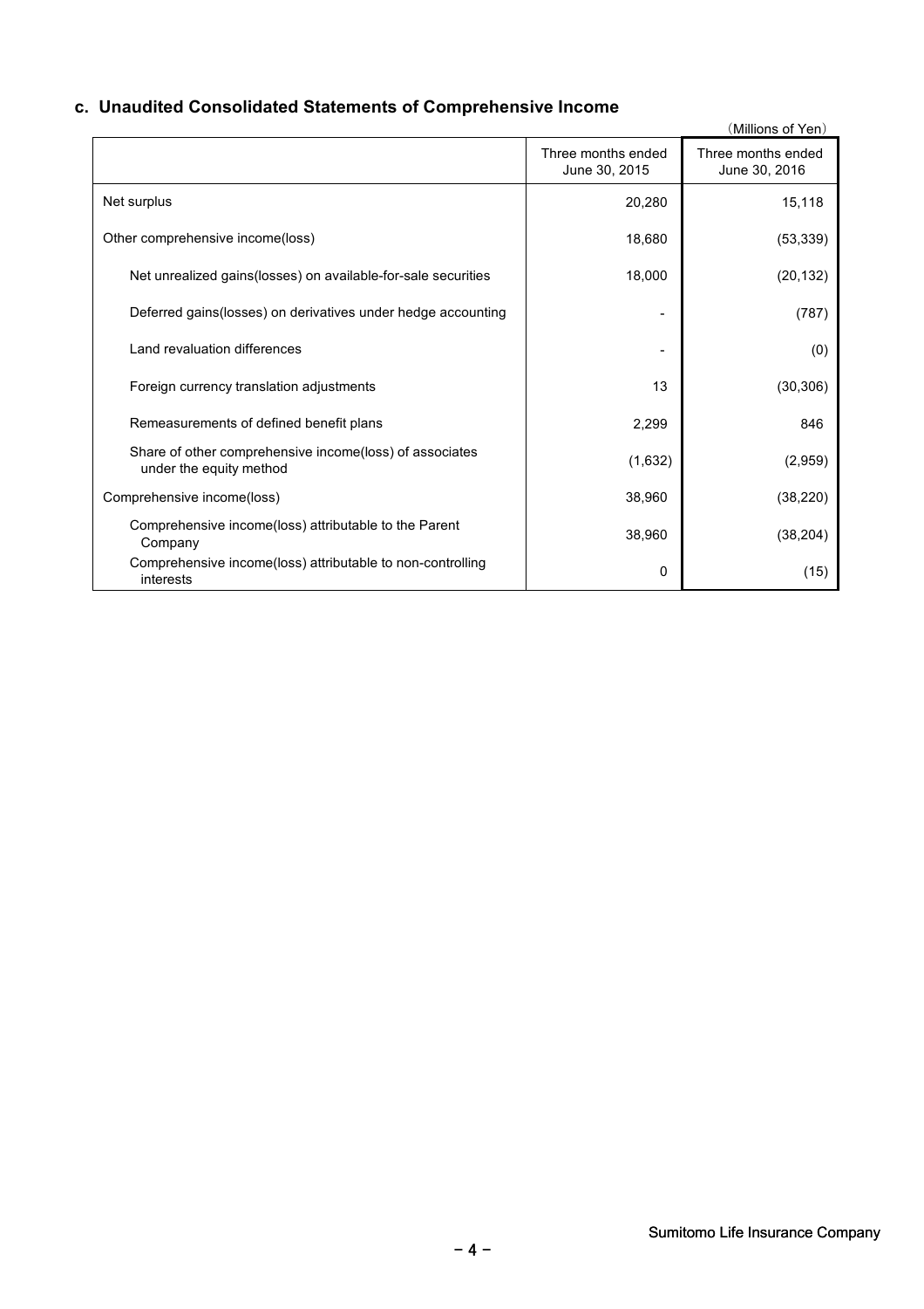### c. Unaudited Consolidated Statements of Comprehensive Income

(Millions of Yen)

| | Three months ended June 30, 2015 | Three months ended June 30, 2016 |
|---|---|---|
| Net surplus | 20,280 | 15,118 |
| Other comprehensive income(loss) | 18,680 | (53,339) |
| Net unrealized gains(losses) on available-for-sale securities | 18,000 | (20,132) |
| Deferred gains(losses) on derivatives under hedge accounting | - | (787) |
| Land revaluation differences | - | (0) |
| Foreign currency translation adjustments | 13 | (30,306) |
| Remeasurements of defined benefit plans | 2,299 | 846 |
| Share of other comprehensive income(loss) of associates under the equity method | (1,632) | (2,959) |
| Comprehensive income(loss) | 38,960 | (38,220) |
| Comprehensive income(loss) attributable to the Parent Company | 38,960 | (38,204) |
| Comprehensive income(loss) attributable to non-controlling interests | 0 | (15) |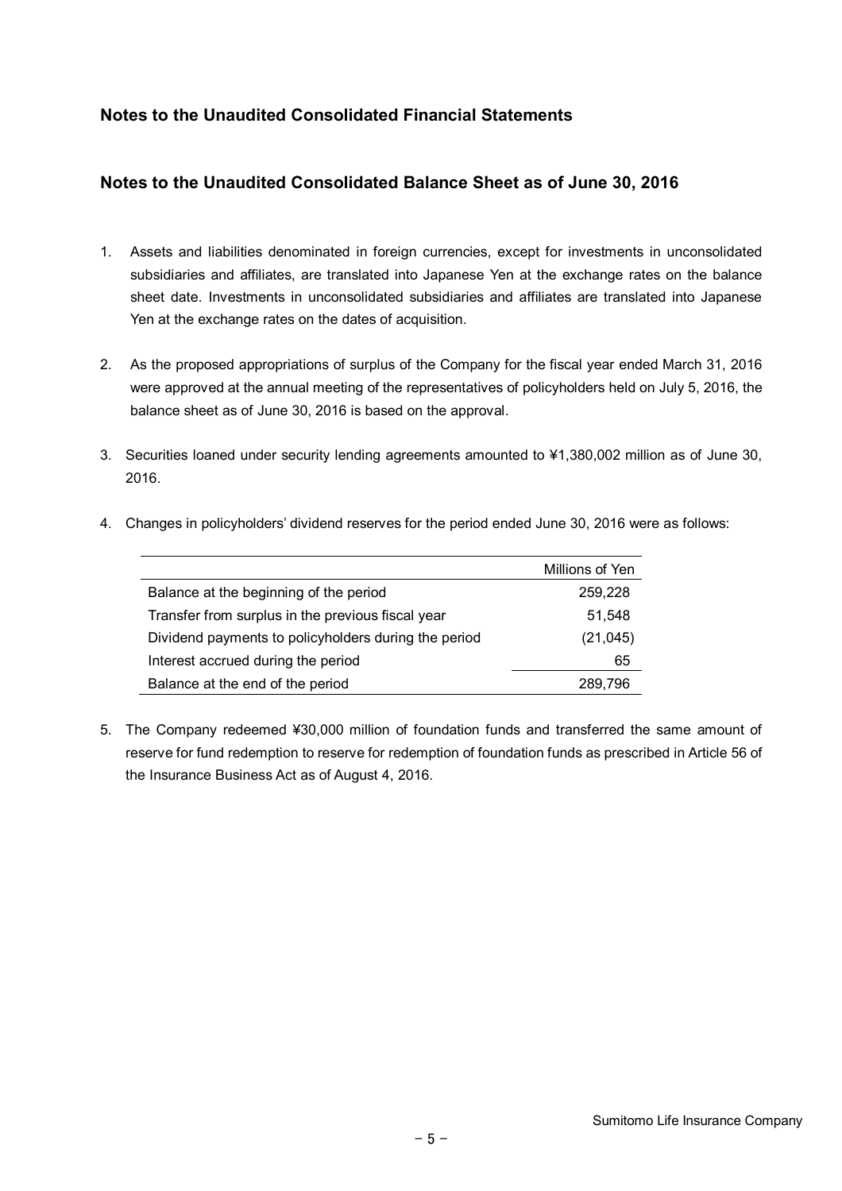## Notes to the Unaudited Consolidated Financial Statements

## Notes to the Unaudited Consolidated Balance Sheet as of June 30, 2016

1. Assets and liabilities denominated in foreign currencies, except for investments in unconsolidated subsidiaries and affiliates, are translated into Japanese Yen at the exchange rates on the balance sheet date. Investments in unconsolidated subsidiaries and affiliates are translated into Japanese Yen at the exchange rates on the dates of acquisition.

2. As the proposed appropriations of surplus of the Company for the fiscal year ended March 31, 2016 were approved at the annual meeting of the representatives of policyholders held on July 5, 2016, the balance sheet as of June 30, 2016 is based on the approval.

3. Securities loaned under security lending agreements amounted to ¥1,380,002 million as of June 30, 2016.

4. Changes in policyholders' dividend reserves for the period ended June 30, 2016 were as follows:

| | Millions of Yen |
|---|---|
| Balance at the beginning of the period | 259,228 |
| Transfer from surplus in the previous fiscal year | 51,548 |
| Dividend payments to policyholders during the period | (21,045) |
| Interest accrued during the period | 65 |
| Balance at the end of the period | 289,796 |

5. The Company redeemed ¥30,000 million of foundation funds and transferred the same amount of reserve for fund redemption to reserve for redemption of foundation funds as prescribed in Article 56 of the Insurance Business Act as of August 4, 2016.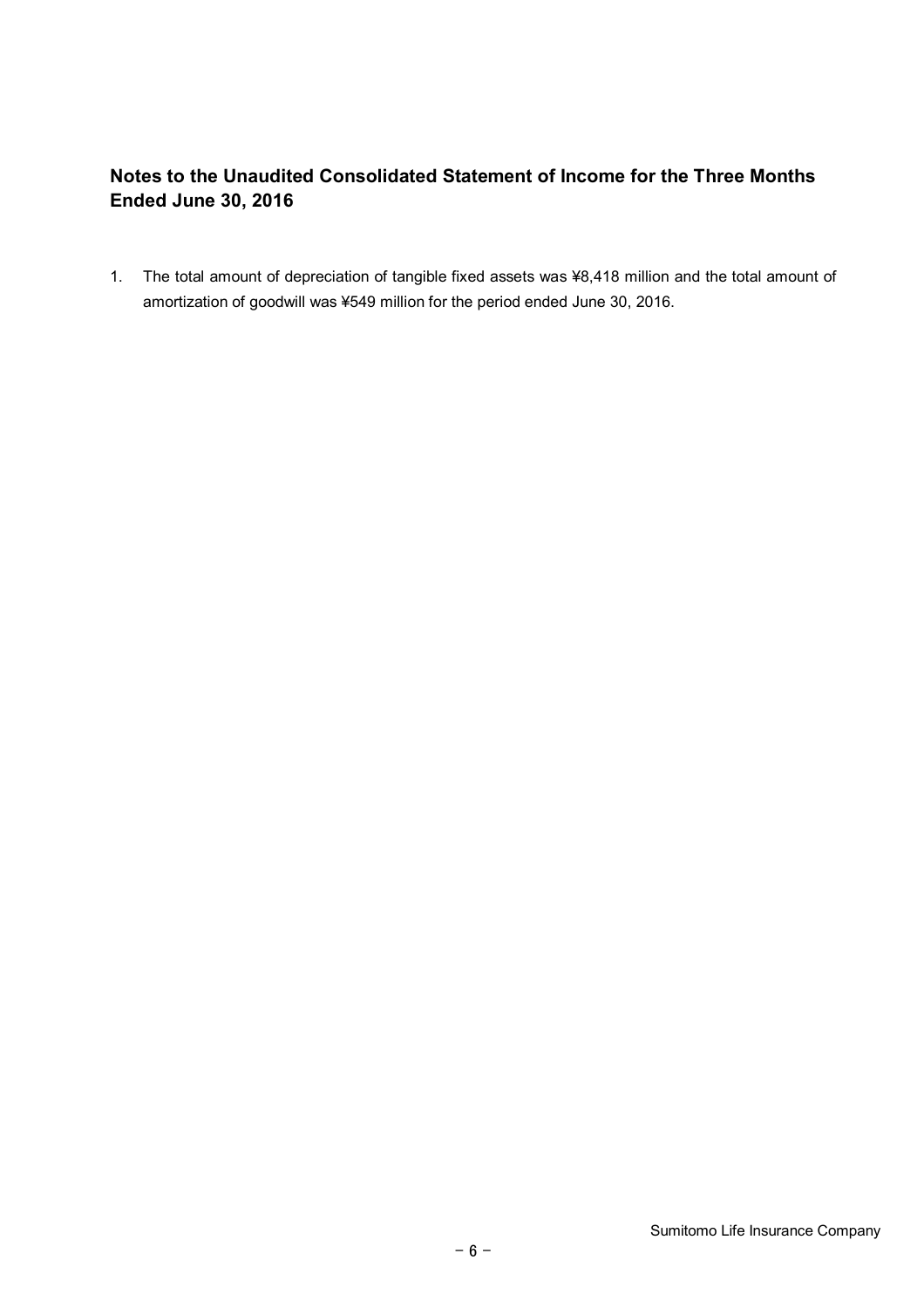## Notes to the Unaudited Consolidated Statement of Income for the Three Months Ended June 30, 2016

1. The total amount of depreciation of tangible fixed assets was ¥8,418 million and the total amount of amortization of goodwill was ¥549 million for the period ended June 30, 2016.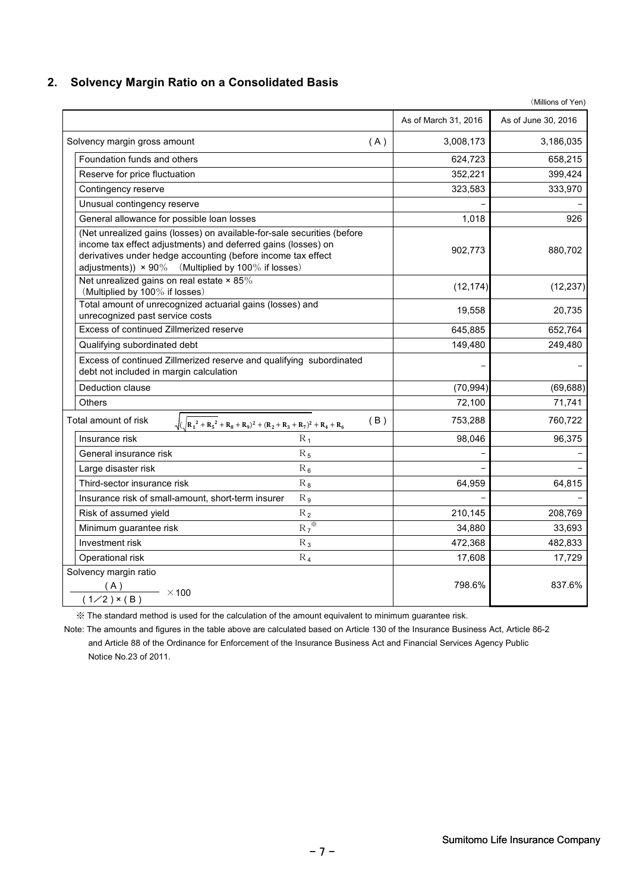## 2. Solvency Margin Ratio on a Consolidated Basis

（Millions of Yen）

| | | As of March 31, 2016 | As of June 30, 2016 |
|---|---|---|---|
| Solvency margin gross amount | (A) | 3,008,173 | 3,186,035 |
| Foundation funds and others | | 624,723 | 658,215 |
| Reserve for price fluctuation | | 352,221 | 399,424 |
| Contingency reserve | | 323,583 | 333,970 |
| Unusual contingency reserve | | − | − |
| General allowance for possible loan losses | | 1,018 | 926 |
| (Net unrealized gains (losses) on available-for-sale securities (before income tax effect adjustments) and deferred gains (losses) on derivatives under hedge accounting (before income tax effect adjustments)) × 90%　(Multiplied by 100% if losses) | | 902,773 | 880,702 |
| Net unrealized gains on real estate × 85% (Multiplied by 100% if losses) | | (12,174) | (12,237) |
| Total amount of unrecognized actuarial gains (losses) and unrecognized past service costs | | 19,558 | 20,735 |
| Excess of continued Zillmerized reserve | | 645,885 | 652,764 |
| Qualifying subordinated debt | | 149,480 | 249,480 |
| Excess of continued Zillmerized reserve and qualifying subordinated debt not included in margin calculation | | − | − |
| Deduction clause | | (70,994) | (69,688) |
| Others | | 72,100 | 71,741 |
| Total amount of risk $\sqrt{(\sqrt{R_1^2 + R_5^2} + R_8 + R_9)^2 + (R_2 + R_3 + R_7)^2} + R_4 + R_6$ | (B) | 753,288 | 760,722 |
| Insurance risk | $R_1$ | 98,046 | 96,375 |
| General insurance risk | $R_5$ | − | − |
| Large disaster risk | $R_6$ | − | − |
| Third-sector insurance risk | $R_8$ | 64,959 | 64,815 |
| Insurance risk of small-amount, short-term insurer | $R_9$ | − | − |
| Risk of assumed yield | $R_2$ | 210,145 | 208,769 |
| Minimum guarantee risk | $R_7$※ | 34,880 | 33,693 |
| Investment risk | $R_3$ | 472,368 | 482,833 |
| Operational risk | $R_4$ | 17,608 | 17,729 |
| Solvency margin ratio $\frac{(A)}{(1/2) \times (B)} \times 100$ | | 798.6% | 837.6% |

※ The standard method is used for the calculation of the amount equivalent to minimum guarantee risk.

Note: The amounts and figures in the table above are calculated based on Article 130 of the Insurance Business Act, Article 86-2 and Article 88 of the Ordinance for Enforcement of the Insurance Business Act and Financial Services Agency Public Notice No.23 of 2011.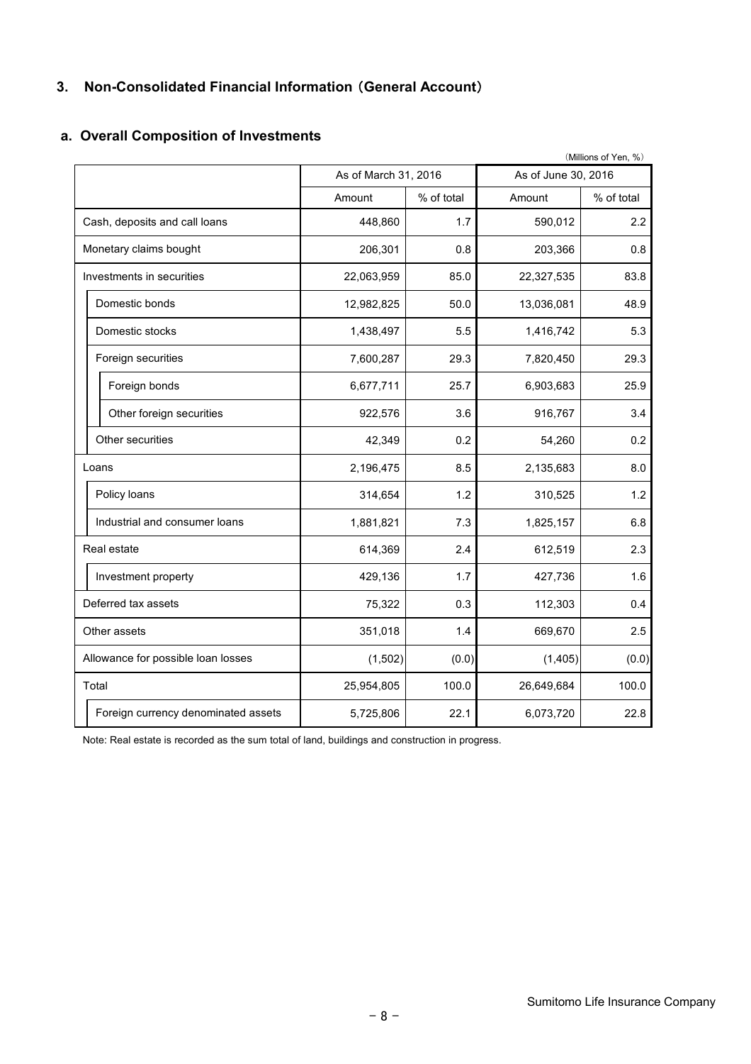## 3. Non-Consolidated Financial Information（General Account）

### a. Overall Composition of Investments

（Millions of Yen, %）

| | As of March 31, 2016 | | As of June 30, 2016 | |
|---|---|---|---|---|
| | Amount | % of total | Amount | % of total |
| Cash, deposits and call loans | 448,860 | 1.7 | 590,012 | 2.2 |
| Monetary claims bought | 206,301 | 0.8 | 203,366 | 0.8 |
| Investments in securities | 22,063,959 | 85.0 | 22,327,535 | 83.8 |
| Domestic bonds | 12,982,825 | 50.0 | 13,036,081 | 48.9 |
| Domestic stocks | 1,438,497 | 5.5 | 1,416,742 | 5.3 |
| Foreign securities | 7,600,287 | 29.3 | 7,820,450 | 29.3 |
| Foreign bonds | 6,677,711 | 25.7 | 6,903,683 | 25.9 |
| Other foreign securities | 922,576 | 3.6 | 916,767 | 3.4 |
| Other securities | 42,349 | 0.2 | 54,260 | 0.2 |
| Loans | 2,196,475 | 8.5 | 2,135,683 | 8.0 |
| Policy loans | 314,654 | 1.2 | 310,525 | 1.2 |
| Industrial and consumer loans | 1,881,821 | 7.3 | 1,825,157 | 6.8 |
| Real estate | 614,369 | 2.4 | 612,519 | 2.3 |
| Investment property | 429,136 | 1.7 | 427,736 | 1.6 |
| Deferred tax assets | 75,322 | 0.3 | 112,303 | 0.4 |
| Other assets | 351,018 | 1.4 | 669,670 | 2.5 |
| Allowance for possible loan losses | (1,502) | (0.0) | (1,405) | (0.0) |
| Total | 25,954,805 | 100.0 | 26,649,684 | 100.0 |
| Foreign currency denominated assets | 5,725,806 | 22.1 | 6,073,720 | 22.8 |

Note: Real estate is recorded as the sum total of land, buildings and construction in progress.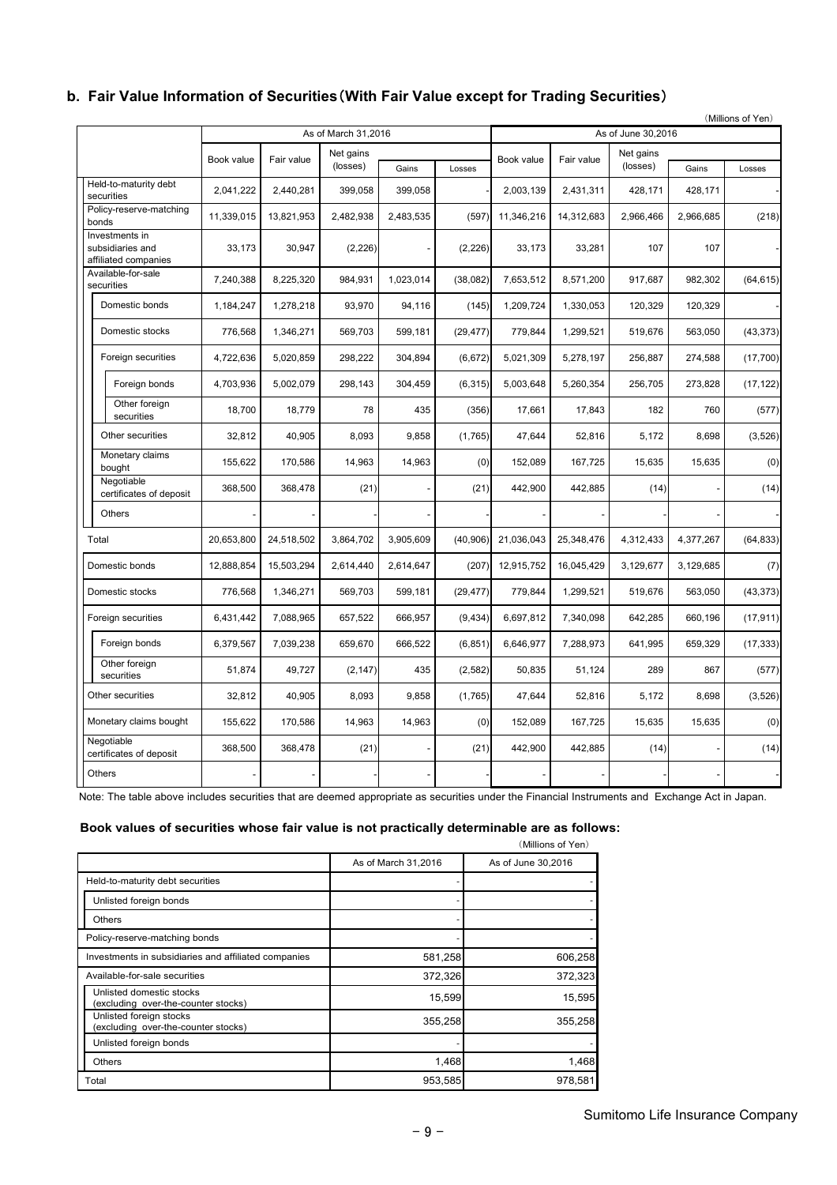## b. Fair Value Information of Securities（With Fair Value except for Trading Securities）

（Millions of Yen）

| | As of March 31,2016 | | | | | As of June 30,2016 | | | | |
|---|---|---|---|---|---|---|---|---|---|---|
| | Book value | Fair value | Net gains (losses) | Gains | Losses | Book value | Fair value | Net gains (losses) | Gains | Losses |
| Held-to-maturity debt securities | 2,041,222 | 2,440,281 | 399,058 | 399,058 | - | 2,003,139 | 2,431,311 | 428,171 | 428,171 | - |
| Policy-reserve-matching bonds | 11,339,015 | 13,821,953 | 2,482,938 | 2,483,535 | (597) | 11,346,216 | 14,312,683 | 2,966,466 | 2,966,685 | (218) |
| Investments in subsidiaries and affiliated companies | 33,173 | 30,947 | (2,226) | - | (2,226) | 33,173 | 33,281 | 107 | 107 | - |
| Available-for-sale securities | 7,240,388 | 8,225,320 | 984,931 | 1,023,014 | (38,082) | 7,653,512 | 8,571,200 | 917,687 | 982,302 | (64,615) |
| Domestic bonds | 1,184,247 | 1,278,218 | 93,970 | 94,116 | (145) | 1,209,724 | 1,330,053 | 120,329 | 120,329 | - |
| Domestic stocks | 776,568 | 1,346,271 | 569,703 | 599,181 | (29,477) | 779,844 | 1,299,521 | 519,676 | 563,050 | (43,373) |
| Foreign securities | 4,722,636 | 5,020,859 | 298,222 | 304,894 | (6,672) | 5,021,309 | 5,278,197 | 256,887 | 274,588 | (17,700) |
| Foreign bonds | 4,703,936 | 5,002,079 | 298,143 | 304,459 | (6,315) | 5,003,648 | 5,260,354 | 256,705 | 273,828 | (17,122) |
| Other foreign securities | 18,700 | 18,779 | 78 | 435 | (356) | 17,661 | 17,843 | 182 | 760 | (577) |
| Other securities | 32,812 | 40,905 | 8,093 | 9,858 | (1,765) | 47,644 | 52,816 | 5,172 | 8,698 | (3,526) |
| Monetary claims bought | 155,622 | 170,586 | 14,963 | 14,963 | (0) | 152,089 | 167,725 | 15,635 | 15,635 | (0) |
| Negotiable certificates of deposit | 368,500 | 368,478 | (21) | - | (21) | 442,900 | 442,885 | (14) | - | (14) |
| Others | - | - | - | - | - | - | - | - | - | - |
| Total | 20,653,800 | 24,518,502 | 3,864,702 | 3,905,609 | (40,906) | 21,036,043 | 25,348,476 | 4,312,433 | 4,377,267 | (64,833) |
| Domestic bonds | 12,888,854 | 15,503,294 | 2,614,440 | 2,614,647 | (207) | 12,915,752 | 16,045,429 | 3,129,677 | 3,129,685 | (7) |
| Domestic stocks | 776,568 | 1,346,271 | 569,703 | 599,181 | (29,477) | 779,844 | 1,299,521 | 519,676 | 563,050 | (43,373) |
| Foreign securities | 6,431,442 | 7,088,965 | 657,522 | 666,957 | (9,434) | 6,697,812 | 7,340,098 | 642,285 | 660,196 | (17,911) |
| Foreign bonds | 6,379,567 | 7,039,238 | 659,670 | 666,522 | (6,851) | 6,646,977 | 7,288,973 | 641,995 | 659,329 | (17,333) |
| Other foreign securities | 51,874 | 49,727 | (2,147) | 435 | (2,582) | 50,835 | 51,124 | 289 | 867 | (577) |
| Other securities | 32,812 | 40,905 | 8,093 | 9,858 | (1,765) | 47,644 | 52,816 | 5,172 | 8,698 | (3,526) |
| Monetary claims bought | 155,622 | 170,586 | 14,963 | 14,963 | (0) | 152,089 | 167,725 | 15,635 | 15,635 | (0) |
| Negotiable certificates of deposit | 368,500 | 368,478 | (21) | - | (21) | 442,900 | 442,885 | (14) | - | (14) |
| Others | - | - | - | - | - | - | - | - | - | - |

Note: The table above includes securities that are deemed appropriate as securities under the Financial Instruments and Exchange Act in Japan.

**Book values of securities whose fair value is not practically determinable are as follows:**

（Millions of Yen）

| | As of March 31,2016 | As of June 30,2016 |
|---|---|---|
| Held-to-maturity debt securities | - | - |
| Unlisted foreign bonds | - | - |
| Others | - | - |
| Policy-reserve-matching bonds | - | - |
| Investments in subsidiaries and affiliated companies | 581,258 | 606,258 |
| Available-for-sale securities | 372,326 | 372,323 |
| Unlisted domestic stocks (excluding over-the-counter stocks) | 15,599 | 15,595 |
| Unlisted foreign stocks (excluding over-the-counter stocks) | 355,258 | 355,258 |
| Unlisted foreign bonds | - | - |
| Others | 1,468 | 1,468 |
| Total | 953,585 | 978,581 |

Sumitomo Life Insurance Company